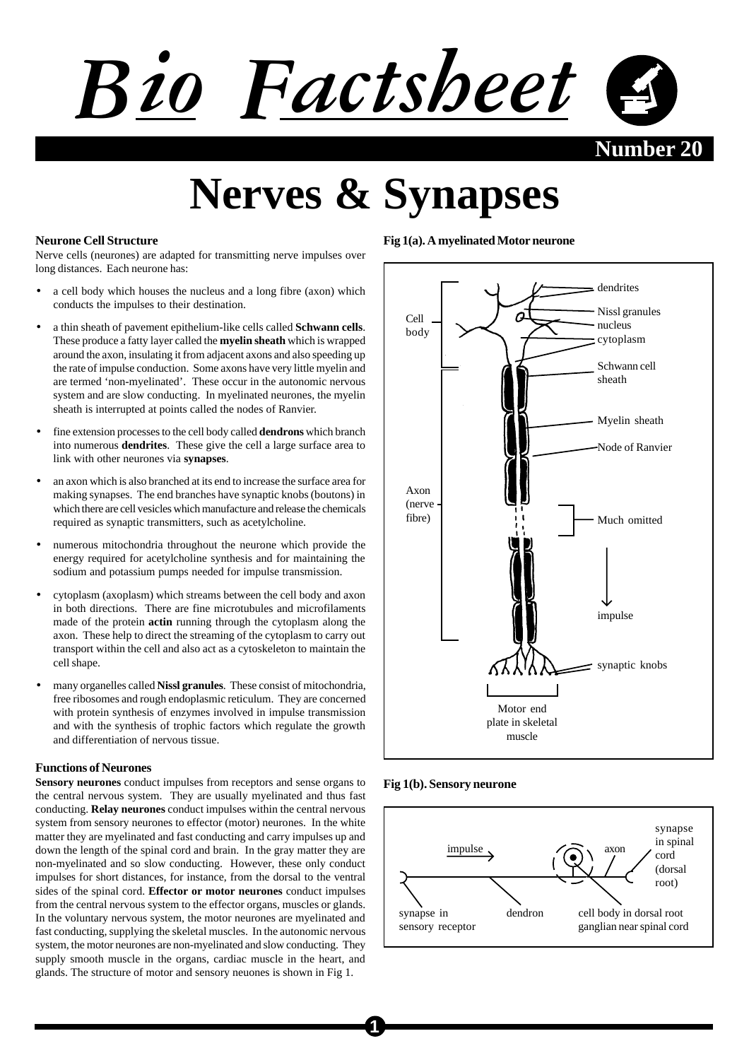# Bio Factsheet

Number 20

# Nerves & Synapses

### Neurone Cell Structure

Nerve cells (neurones) are adapted for transmitting nerve impulses over long distances. Each neurone has:

- a cell body which houses the nucleus and a long fibre (axon) which conducts the impulses to their destination.
- a thin sheath of pavement epithelium-like cells called **Schwann cells**. These produce a fatty layer called the **myelin sheath** which is wrapped around the axon, insulating it from adjacent axons and also speeding up the rate of impulse conduction. Some axons have very little myelin and are termed 'non-myelinated'. These occur in the autonomic nervous system and are slow conducting. In myelinated neurones, the myelin sheath is interrupted at points called the nodes of Ranvier.
- fine extension processes to the cell body called **dendrons** which branch into numerous **dendrites**. These give the cell a large surface area to link with other neurones via **synapses**.
- an axon which is also branched at its end to increase the surface area for making synapses. The end branches have synaptic knobs (boutons) in which there are cell vesicles which manufacture and release the chemicals required as synaptic transmitters, such as acetylcholine.
- numerous mitochondria throughout the neurone which provide the energy required for acetylcholine synthesis and for maintaining the sodium and potassium pumps needed for impulse transmission.
- cytoplasm (axoplasm) which streams between the cell body and axon in both directions. There are fine microtubules and microfilaments made of the protein **actin** running through the cytoplasm along the axon. These help to direct the streaming of the cytoplasm to carry out transport within the cell and also act as a cytoskeleton to maintain the cell shape.
- many organelles called **Nissl granules**. These consist of mitochondria, free ribosomes and rough endoplasmic reticulum. They are concerned with protein synthesis of enzymes involved in impulse transmission and with the synthesis of trophic factors which regulate the growth and differentiation of nervous tissue.

### Functions of Neurones

**Sensory neurones** conduct impulses from receptors and sense organs to the central nervous system. They are usually myelinated and thus fast conducting. **Relay neurones** conduct impulses within the central nervous system from sensory neurones to effector (motor) neurones. In the white matter they are myelinated and fast conducting and carry impulses up and down the length of the spinal cord and brain. In the gray matter they are non-myelinated and so slow conducting. However, these only conduct impulses for short distances, for instance, from the dorsal to the ventral sides of the spinal cord. **Effector or motor neurones** conduct impulses from the central nervous system to the effector organs, muscles or glands. In the voluntary nervous system, the motor neurones are myelinated and fast conducting, supplying the skeletal muscles. In the autonomic nervous system, the motor neurones are non-myelinated and slow conducting. They supply smooth muscle in the organs, cardiac muscle in the heart, and glands. The structure of motor and sensory neuones is shown in Fig 1.

**Fig 1(a). A myelinated Motor neurone**

Cell body; Axon (nerve fibre); dendrites; Nissl granules; nucleus; cytoplasm; Schwann cell sheath; Myelin sheath; Node of Ranvier; Much omitted; impulse; synaptic knobs; Motor end plate in skeletal muscle

**Fig 1(b). Sensory neurone**

synapse in sensory receptor; impulse; dendron; axon; synapse in spinal cord (dorsal root); cell body in dorsal root ganglian near spinal cord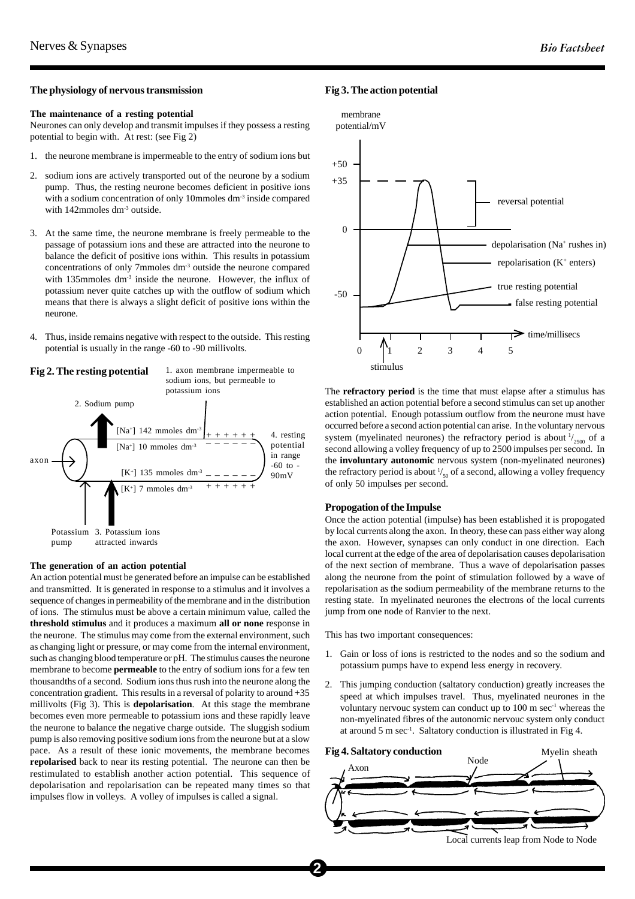## The physiology of nervous transmission

### The maintenance of a resting potential

Neurones can only develop and transmit impulses if they possess a resting potential to begin with. At rest: (see Fig 2)

1. the neurone membrane is impermeable to the entry of sodium ions but
2. sodium ions are actively transported out of the neurone by a sodium pump. Thus, the resting neurone becomes deficient in positive ions with a sodium concentration of only 10mmoles $dm^{-3}$ inside compared with 142mmoles $dm^{-3}$ outside.
3. At the same time, the neurone membrane is freely permeable to the passage of potassium ions and these are attracted into the neurone to balance the deficit of positive ions within. This results in potassium concentrations of only 7mmoles $dm^{-3}$ outside the neurone compared with 135mmoles $dm^{-3}$ inside the neurone. However, the influx of potassium never quite catches up with the outflow of sodium which means that there is always a slight deficit of positive ions within the neurone.
4. Thus, inside remains negative with respect to the outside. This resting potential is usually in the range -60 to -90 millivolts.

**Fig 2. The resting potential**

1. axon membrane impermeable to sodium ions, but permeable to potassium ions
2. Sodium pump
3. Potassium ions attracted inwards
4. resting potential in range -60 to -90mV

axon; $[Na^+]$ 142 mmoles $dm^{-3}$; $[Na^+]$ 10 mmoles $dm^{-3}$; $[K^+]$ 135 mmoles $dm^{-3}$; $[K^+]$ 7 mmoles $dm^{-3}$; Potassium pump

### The generation of an action potential

An action potential must be generated before an impulse can be established and transmitted. It is generated in response to a stimulus and it involves a sequence of changes in permeability of the membrane and in the distribution of ions. The stimulus must be above a certain minimum value, called the **threshold stimulus** and it produces a maximum **all or none** response in the neurone. The stimulus may come from the external environment, such as changing light or pressure, or may come from the internal environment, such as changing blood temperature or pH. The stimulus causes the neurone membrane to become **permeable** to the entry of sodium ions for a few ten thousandths of a second. Sodium ions thus rush into the neurone along the concentration gradient. This results in a reversal of polarity to around +35 millivolts (Fig 3). This is **depolarisation**. At this stage the membrane becomes even more permeable to potassium ions and these rapidly leave the neurone to balance the negative charge outside. The sluggish sodium pump is also removing positive sodium ions from the neurone but at a slow pace. As a result of these ionic movements, the membrane becomes **repolarised** back to near its resting potential. The neurone can then be restimulated to establish another action potential. This sequence of depolarisation and repolarisation can be repeated many times so that impulses flow in volleys. A volley of impulses is called a signal.

**Fig 3. The action potential**

membrane potential/mV (+50, +35, 0, -50); time/millisecs (0–5); stimulus; reversal potential; depolarisation ($Na^+$ rushes in); repolarisation ($K^+$ enters); true resting potential; false resting potential

The **refractory period** is the time that must elapse after a stimulus has established an action potential before a second stimulus can set up another action potential. Enough potassium outflow from the neurone must have occurred before a second action potential can arise. In the voluntary nervous system (myelinated neurones) the refractory period is about $^1/_{2500}$ of a second allowing a volley frequency of up to 2500 impulses per second. In the **involuntary autonomic** nervous system (non-myelinated neurones) the refractory period is about $^1/_{50}$ of a second, allowing a volley frequency of only 50 impulses per second.

### Propogation of the Impulse

Once the action potential (impulse) has been established it is propogated by local currents along the axon. In theory, these can pass either way along the axon. However, synapses can only conduct in one direction. Each local current at the edge of the area of depolarisation causes depolarisation of the next section of membrane. Thus a wave of depolarisation passes along the neurone from the point of stimulation followed by a wave of repolarisation as the sodium permeability of the membrane returns to the resting state. In myelinated neurones the electrons of the local currents jump from one node of Ranvier to the next.

This has two important consequences:

1. Gain or loss of ions is restricted to the nodes and so the sodium and potassium pumps have to expend less energy in recovery.
2. This jumping conduction (saltatory conduction) greatly increases the speed at which impulses travel. Thus, myelinated neurones in the voluntary nervouc system can conduct up to 100 m $sec^{-1}$ whereas the non-myelinated fibres of the autonomic nervouc system only conduct at around 5 m $sec^{-1}$. Saltatory conduction is illustrated in Fig 4.

**Fig 4. Saltatory conduction**

Axon; Node; Myelin sheath; Local currents leap from Node to Node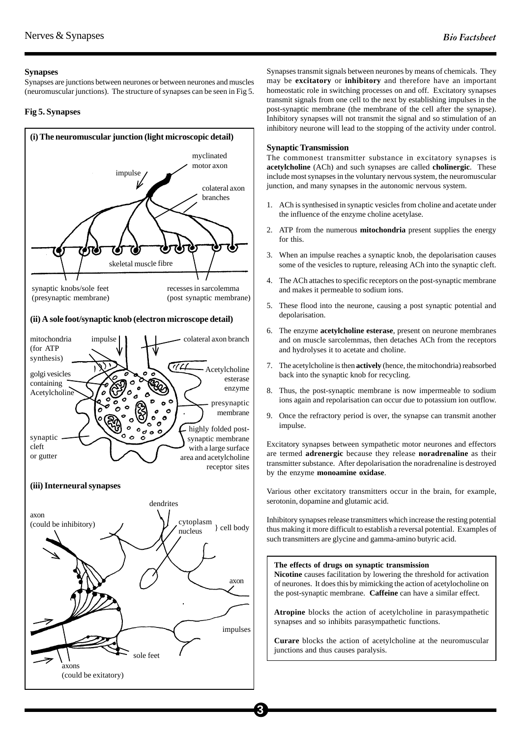## Synapses

Synapses are junctions between neurones or between neurones and muscles (neuromuscular junctions). The structure of synapses can be seen in Fig 5.

**Fig 5. Synapses**

**(i) The neuromuscular junction (light microscopic detail)**

impulse; myclinated motor axon; colateral axon branches; skeletal muscle fibre; synaptic knobs/sole feet (presynaptic membrane); recesses in sarcolemma (post synaptic membrane)

**(ii) A sole foot/synaptic knob (electron microscope detail)**

mitochondria (for ATP synthesis); impulse; colateral axon branch; golgi vesicles containing Acetylcholine; Acetylcholine esterase enzyme; presynaptic membrane; synaptic cleft or gutter; highly folded post-synaptic membrane with a large surface area and acetylcholine receptor sites

**(iii) Interneural synapses**

axon (could be inhibitory); dendrites; cytoplasm, nucleus } cell body; axon; impulses; sole feet; axons (could be exitatory)

Synapses transmit signals between neurones by means of chemicals. They may be **excitatory** or **inhibitory** and therefore have an important homeostatic role in switching processes on and off. Excitatory synapses transmit signals from one cell to the next by establishing impulses in the post-synaptic membrane (the membrane of the cell after the synapse). Inhibitory synapses will not transmit the signal and so stimulation of an inhibitory neurone will lead to the stopping of the activity under control.

### Synaptic Transmission

The commonest transmitter substance in excitatory synapses is **acetylcholine** (ACh) and such synapses are called **cholinergic**. These include most synapses in the voluntary nervous system, the neuromuscular junction, and many synapses in the autonomic nervous system.

1. ACh is synthesised in synaptic vesicles from choline and acetate under the influence of the enzyme choline acetylase.
2. ATP from the numerous **mitochondria** present supplies the energy for this.
3. When an impulse reaches a synaptic knob, the depolarisation causes some of the vesicles to rupture, releasing ACh into the synaptic cleft.
4. The ACh attaches to specific receptors on the post-synaptic membrane and makes it permeable to sodium ions.
5. These flood into the neurone, causing a post synaptic potential and depolarisation.
6. The enzyme **acetylcholine esterase**, present on neurone membranes and on muscle sarcolemmas, then detaches ACh from the receptors and hydrolyses it to acetate and choline.
7. The acetylcholine is then **actively** (hence, the mitochondria) reabsorbed back into the synaptic knob for recycling.
8. Thus, the post-synaptic membrane is now impermeable to sodium ions again and repolarisation can occur due to potassium ion outflow.
9. Once the refractory period is over, the synapse can transmit another impulse.

Excitatory synapses between sympathetic motor neurones and effectors are termed **adrenergic** because they release **noradrenaline** as their transmitter substance. After depolarisation the noradrenaline is destroyed by the enzyme **monoamine oxidase**.

Various other excitatory transmitters occur in the brain, for example, serotonin, dopamine and glutamic acid.

Inhibitory synapses release transmitters which increase the resting potential thus making it more difficult to establish a reversal potential. Examples of such transmitters are glycine and gamma-amino butyric acid.

**The effects of drugs on synaptic transmission**

**Nicotine** causes facilitation by lowering the threshold for activation of neurones. It does this by mimicking the action of acetylocholine on the post-synaptic membrane. **Caffeine** can have a similar effect.

**Atropine** blocks the action of acetylcholine in parasympathetic synapses and so inhibits parasympathetic functions.

**Curare** blocks the action of acetylcholine at the neuromuscular junctions and thus causes paralysis.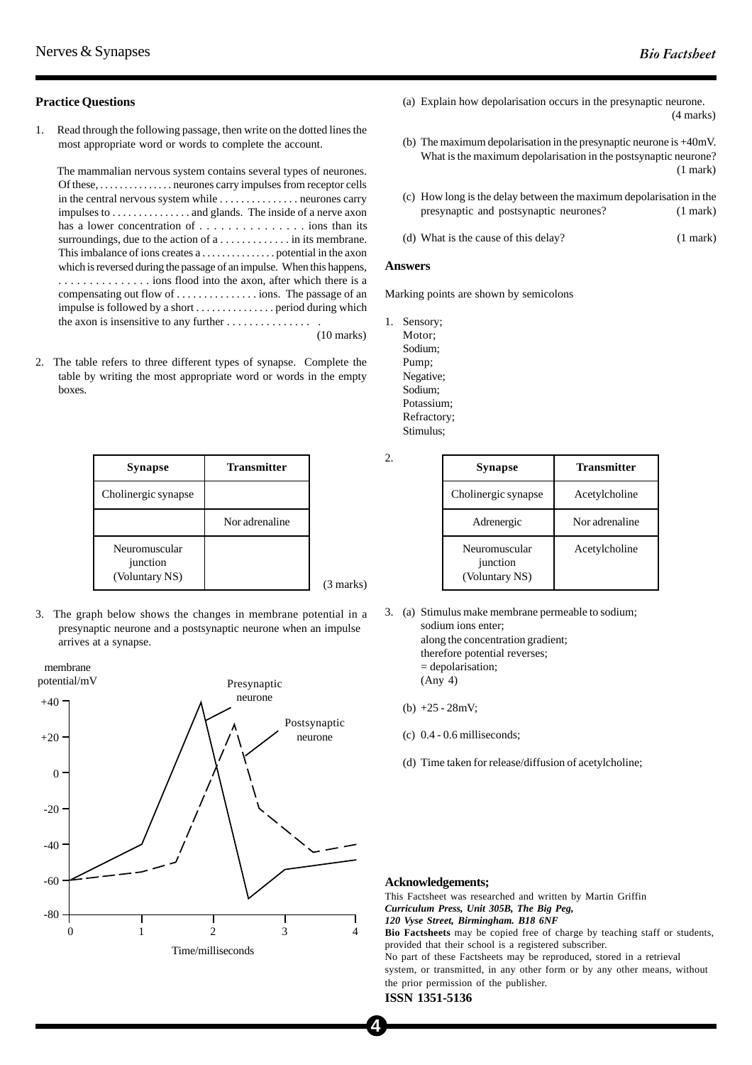## Practice Questions

1. Read through the following passage, then write on the dotted lines the most appropriate word or words to complete the account.

   The mammalian nervous system contains several types of neurones. Of these, . . . . . . . . . . . . . . . neurones carry impulses from receptor cells in the central nervous system while . . . . . . . . . . . . . . . neurones carry impulses to . . . . . . . . . . . . . . . and glands. The inside of a nerve axon has a lower concentration of . . . . . . . . . . . . . . . . ions than its surroundings, due to the action of a . . . . . . . . . . . . . in its membrane. This imbalance of ions creates a . . . . . . . . . . . . . . potential in the axon which is reversed during the passage of an impulse. When this happens, . . . . . . . . . . . . . . . ions flood into the axon, after which there is a compensating out flow of . . . . . . . . . . . . . . . ions. The passage of an impulse is followed by a short . . . . . . . . . . . . . . . period during which the axon is insensitive to any further . . . . . . . . . . . . . . . .

   (10 marks)

2. The table refers to three different types of synapse. Complete the table by writing the most appropriate word or words in the empty boxes.

| Synapse | Transmitter |
|---|---|
| Cholinergic synapse | |
| | Nor adrenaline |
| Neuromuscular junction (Voluntary NS) | |

(3 marks)

3. The graph below shows the changes in membrane potential in a presynaptic neurone and a postsynaptic neurone when an impulse arrives at a synapse.

membrane potential/mV

+40
+20
0
-20
-40
-60
-80

Presynaptic neurone

Postsynaptic neurone

0 1 2 3 4

Time/milliseconds

(a) Explain how depolarisation occurs in the presynaptic neurone. (4 marks)

(b) The maximum depolarisation in the presynaptic neurone is +40mV. What is the maximum depolarisation in the postsynaptic neurone? (1 mark)

(c) How long is the delay between the maximum depolarisation in the presynaptic and postsynaptic neurones? (1 mark)

(d) What is the cause of this delay? (1 mark)

## Answers

Marking points are shown by semicolons

1. Sensory;
   Motor;
   Sodium;
   Pump;
   Negative;
   Sodium;
   Potassium;
   Refractory;
   Stimulus;

2.

| Synapse | Transmitter |
|---|---|
| Cholinergic synapse | Acetylcholine |
| Adrenergic | Nor adrenaline |
| Neuromuscular junction (Voluntary NS) | Acetylcholine |

3. (a) Stimulus make membrane permeable to sodium;
   sodium ions enter;
   along the concentration gradient;
   therefore potential reverses;
   = depolarisation;
   (Any 4)

   (b) +25 - 28mV;

   (c) 0.4 - 0.6 milliseconds;

   (d) Time taken for release/diffusion of acetylcholine;

**Acknowledgements;**
This Factsheet was researched and written by Martin Griffin
***Curriculum Press, Unit 305B, The Big Peg,***
***120 Vyse Street, Birmingham. B18 6NF***
**Bio Factsheets** may be copied free of charge by teaching staff or students, provided that their school is a registered subscriber.
No part of these Factsheets may be reproduced, stored in a retrieval system, or transmitted, in any other form or by any other means, without the prior permission of the publisher.
**ISSN 1351-5136**